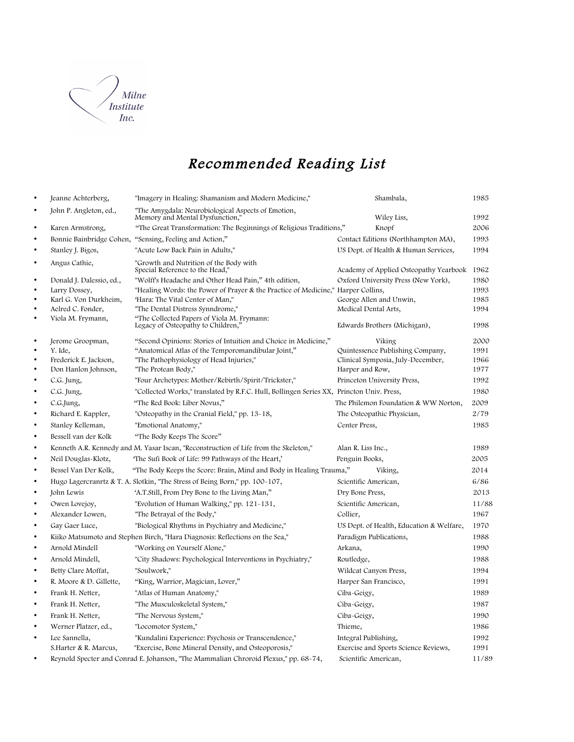Milne Institute Inc.

# *Recommended Reading List*

- Jeanne Achterberg, "Imagery in Healing: Shamanism and Modern Medicine," Shambala, 1985
- John P. Angleton, ed., "The Amygdala: Neurobiological Aspects of Emotion, Memory and Mental Dysfunction," Wiley Liss, 1992
- Karen Armstrong, "The Great Transformation: The Beginnings of Religious Traditions," Knopf 2006
- Bonnie Bainbridge Cohen, "Sensing, Feeling and Action," Contact Editions (Northhampton MA), 1993
- Stanley J. Bigos, "Acute Low Back Pain in Adults," US Dept. of Health & Human Services, 1994
- Angus Cathie, "Growth and Nutrition of the Body with Special Reference to the Head," Academy of Applied Osteopathy Yearbook 1962
- Donald J. Dalessio, ed., "Wolff's Headache and Other Head Pain," 4th edition, Oxford University Press (New York), 1980
- Larry Dossey, "Healing Words: the Power of Prayer & the Practice of Medicine," Harper Collins, 1993
- Karl G. Von Durkheim, 'Hara: The Vital Center of Man," George Allen and Unwin, 1985
- Aelred C. Fonder, "The Dental Distress Synndrome," Medical Dental Arts, 1994
- Viola M. Frymann, "The Collected Papers of Viola M. Frymann: Legacy of Osteopathy to Children," Edwards Brothers (Michigan), 1998
- Jerome Groopman, "Second Opinions: Stories of Intuition and Choice in Medicine," Viking 2000
- Y. Ide, "Anatomical Atlas of the Temporomandibular Joint," Quintessence Publishing Company, 1991
- Frederick E. Jackson, "The Pathophysiology of Head Injuries," Clinical Symposia, July-December, 1966
- Don Hanlon Johnson, "The Protean Body," Harper and Row, 1977
- C.G. Jung, "Four Archetypes: Mother/Rebirth/Spirit/Trickster," Princeton University Press, 1992
- C.G. Jung, "Collected Works," translated by R.F.C. Hull, Bollingen Series XX, Princton Univ. Press, 1980
- C.G.Jung, "The Red Book: Liber Novus," The Philemon Foundation & WW Norton, 2009
- Richard E. Kappler, "Osteopathy in the Cranial Field," pp. 13-18, The Osteopathic Physician, 2/79
- Stanley Kelleman, "Emotional Anatomy," Center Press, 1985
- Bessell van der Kolk "The Body Keeps The Score"
- Kenneth A.R. Kennedy and M. Yasar Iscan, "Reconstruction of Life from the Skeleton," Alan R. Liss Inc., 1989
- Neil Douglas-Klotz, 'The Sufi Book of Life: 99 Pathways of the Heart,' Penguin Books, 2005
- Bessel Van Der Kolk, "The Body Keeps the Score: Brain, Mind and Body in Healing Trauma," Viking, 2014
- Hugo Lagercranrtz & T. A. Slotkin, "The Stress of Being Born," pp. 100-107, Scientific American, 6/86
- John Lewis 'A.T.Still, From Dry Bone to the Living Man," Dry Bone Press, 2013
- Owen Lovejoy, "Evolution of Human Walking," pp. 121-131, Scientific American, 11/88
- Alexander Lowen, "The Betrayal of the Body," Collier, 1967
- Gay Gaer Luce, "Biological Rhythms in Psychiatry and Medicine," US Dept. of Health, Education & Welfare, 1970
- Kiiko Matsumoto and Stephen Birch, "Hara Diagnosis: Reflections on the Sea," Paradigm Publications, 1988
- Arnold Mindell "Working on Yourself Alone," Arkana, 1990
- Arnold Mindell, "City Shadows: Psychological Interventions in Psychiatry," Routledge, 1988
- Betty Clare Moffat, "Soulwork," Wildcat Canyon Press, 1994
- R. Moore & D. Gillette, "King, Warrior, Magician, Lover," Harper San Francisco, 1991
- Frank H. Netter, "Atlas of Human Anatomy," Ciba-Geigy, 1989
- Frank H. Netter, "The Musculoskeletal System," Ciba-Geigy, 1987
- Frank H. Netter, "The Nervous System," Ciba-Geigy, 1990
- Werner Platzer, ed., "Locomotor System," Thieme, 1986
- Lee Sannella, "Kundalini Experience: Psychosis or Transcendence," Integral Publishing, 1992
  S.Harter & R. Marcus, "Exercise, Bone Mineral Density, and Osteoporosis," Exercise and Sports Science Reviews, 1991
- Reynold Specter and Conrad E. Johanson, "The Mammalian Chroroid Plexus," pp. 68-74, Scientific American, 11/89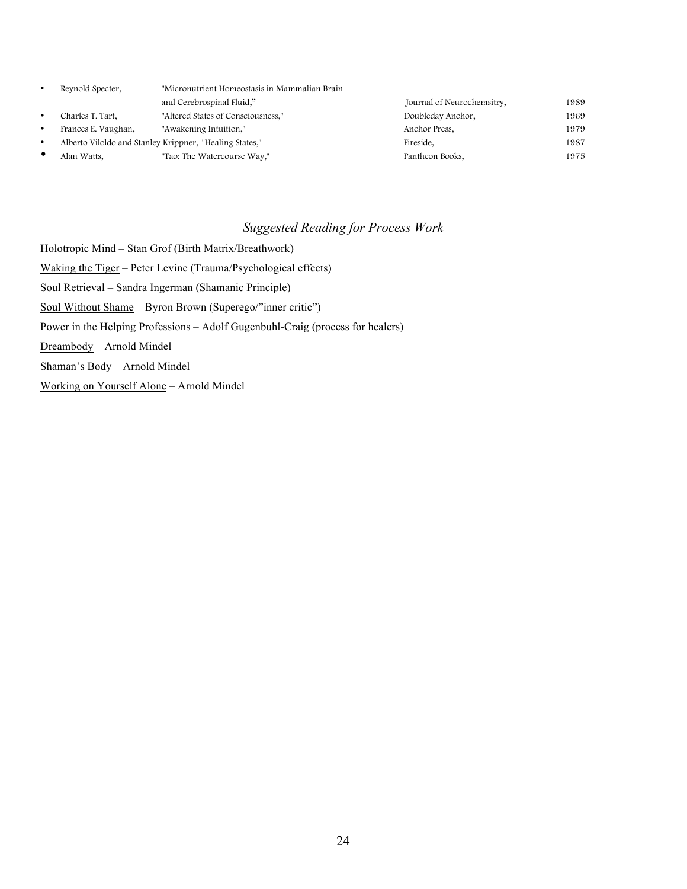- Reynold Specter, "Micronutrient Homeostasis in Mammalian Brain and Cerebrospinal Fluid," Journal of Neurochemsitry, 1989
- Charles T. Tart, "Altered States of Consciousness," Doubleday Anchor, 1969
- Frances E. Vaughan, "Awakening Intuition," Anchor Press, 1979
- Alberto Viloldo and Stanley Krippner, "Healing States," Fireside, 1987
- Alan Watts, "Tao: The Watercourse Way," Pantheon Books, 1975

## *Suggested Reading for Process Work*

Holotropic Mind – Stan Grof (Birth Matrix/Breathwork)

Waking the Tiger – Peter Levine (Trauma/Psychological effects)

Soul Retrieval – Sandra Ingerman (Shamanic Principle)

Soul Without Shame – Byron Brown (Superego/"inner critic")

Power in the Helping Professions – Adolf Gugenbuhl-Craig (process for healers)

Dreambody – Arnold Mindel

Shaman's Body – Arnold Mindel

Working on Yourself Alone – Arnold Mindel